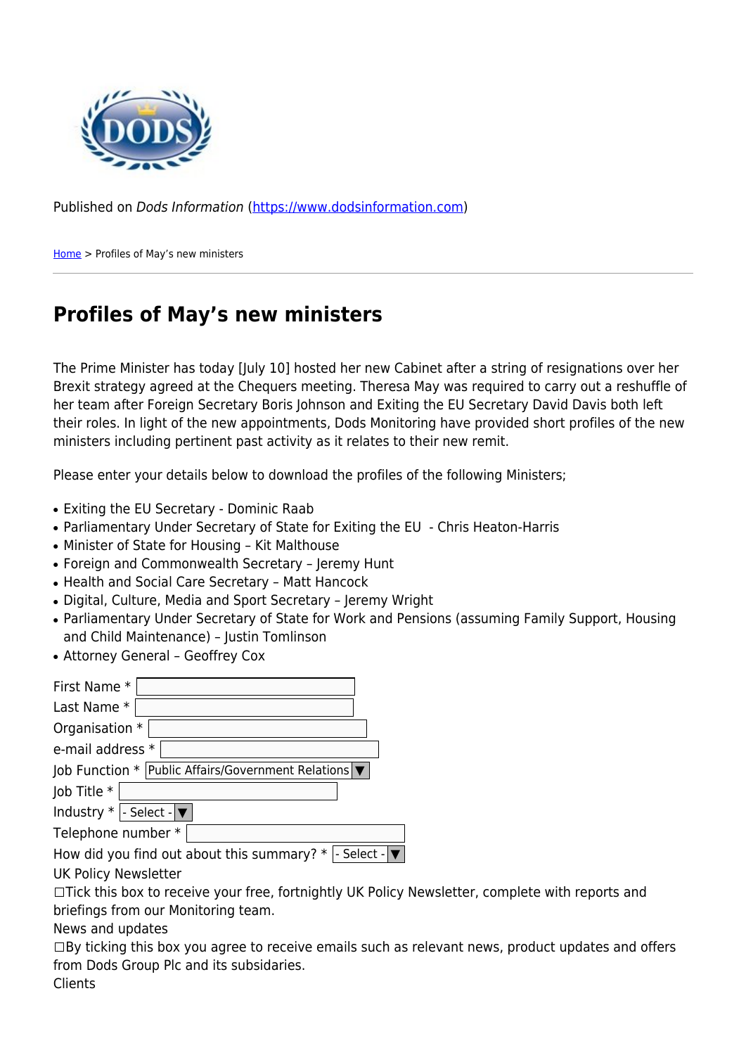Published on *Dods Information* (https://www.dodsinformation.com)

Home > Profiles of May's new ministers

# Profiles of May's new ministers

The Prime Minister has today [July 10] hosted her new Cabinet after a string of resignations over her Brexit strategy agreed at the Chequers meeting. Theresa May was required to carry out a reshuffle of her team after Foreign Secretary Boris Johnson and Exiting the EU Secretary David Davis both left their roles. In light of the new appointments, Dods Monitoring have provided short profiles of the new ministers including pertinent past activity as it relates to their new remit.

Please enter your details below to download the profiles of the following Ministers;

- Exiting the EU Secretary - Dominic Raab
- Parliamentary Under Secretary of State for Exiting the EU - Chris Heaton-Harris
- Minister of State for Housing – Kit Malthouse
- Foreign and Commonwealth Secretary – Jeremy Hunt
- Health and Social Care Secretary – Matt Hancock
- Digital, Culture, Media and Sport Secretary – Jeremy Wright
- Parliamentary Under Secretary of State for Work and Pensions (assuming Family Support, Housing and Child Maintenance) – Justin Tomlinson
- Attorney General – Geoffrey Cox

First Name *

Last Name *

Organisation *

e-mail address *

Job Function * Public Affairs/Government Relations

Job Title *

Industry * - Select -

Telephone number *

How did you find out about this summary? * - Select -

UK Policy Newsletter

☐Tick this box to receive your free, fortnightly UK Policy Newsletter, complete with reports and briefings from our Monitoring team.

News and updates

☐By ticking this box you agree to receive emails such as relevant news, product updates and offers from Dods Group Plc and its subsidaries.

Clients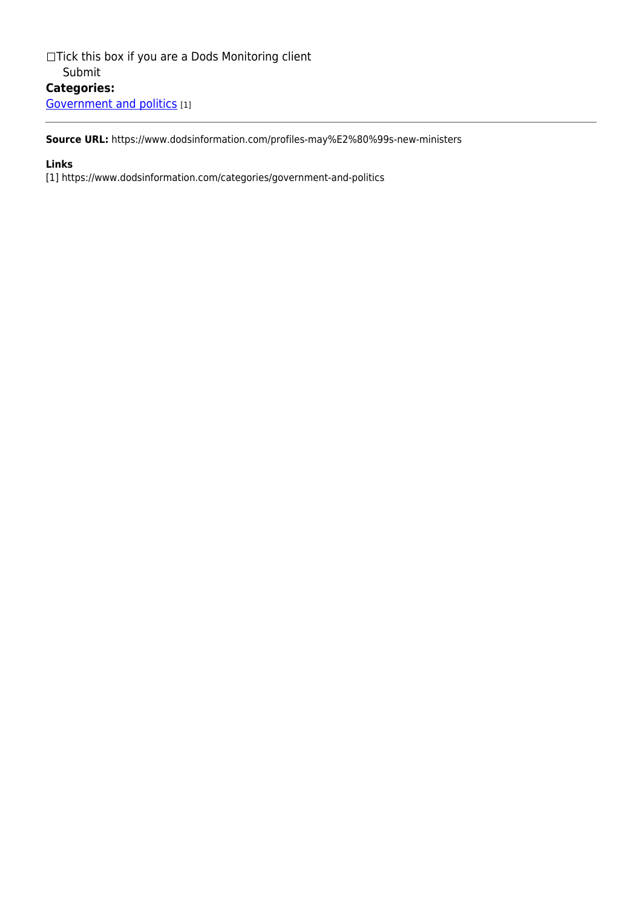☐Tick this box if you are a Dods Monitoring client

Submit

**Categories:**

[Government and politics](https://www.dodsinformation.com/categories/government-and-politics) [1]

---

**Source URL:** https://www.dodsinformation.com/profiles-may%E2%80%99s-new-ministers

**Links**

[1] https://www.dodsinformation.com/categories/government-and-politics